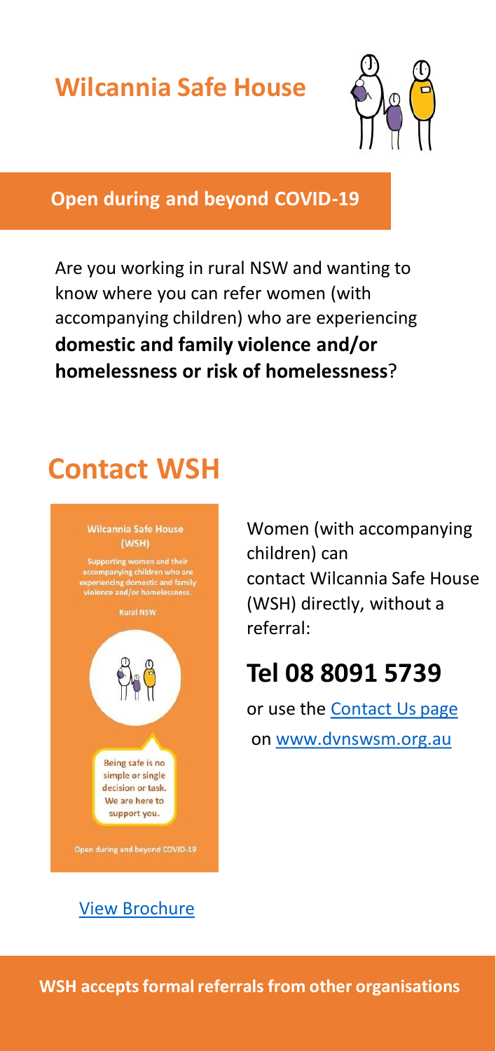# Wilcannia Safe House

**Open during and beyond COVID-19**

Are you working in rural NSW and wanting to know where you can refer women (with accompanying children) who are experiencing **domestic and family violence and/or homelessness or risk of homelessness**?

## Contact WSH

Wilcannia Safe House (WSH)

Supporting women and their accompanying children who are experiencing domestic and family violence and/or homelessness.

Rural NSW

Being safe is no simple or single decision or task. We are here to support you.

Open during and beyond COVID-19

[View Brochure]

Women (with accompanying children) can contact Wilcannia Safe House (WSH) directly, without a referral:

## Tel 08 8091 5739

or use the [Contact Us page] on [www.dvnswsm.org.au]

**WSH accepts formal referrals from other organisations**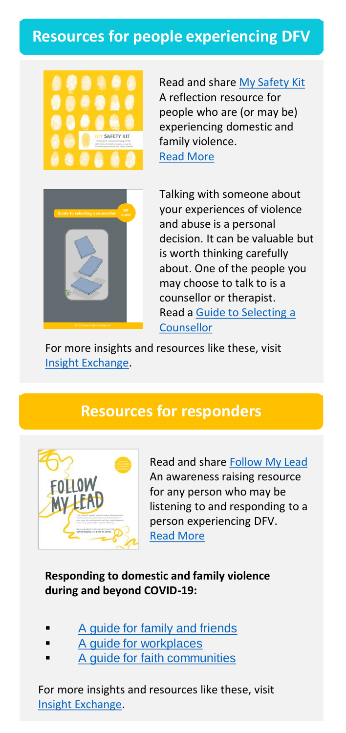## Resources for people experiencing DFV

Read and share My Safety Kit
A reflection resource for people who are (or may be) experiencing domestic and family violence.
Read More

Talking with someone about your experiences of violence and abuse is a personal decision. It can be valuable but is worth thinking carefully about. One of the people you may choose to talk to is a counsellor or therapist.
Read a Guide to Selecting a Counsellor

For more insights and resources like these, visit Insight Exchange.

## Resources for responders

Read and share Follow My Lead
An awareness raising resource for any person who may be listening to and responding to a person experiencing DFV.
Read More

**Responding to domestic and family violence during and beyond COVID-19:**

- A guide for family and friends
- A guide for workplaces
- A guide for faith communities

For more insights and resources like these, visit Insight Exchange.